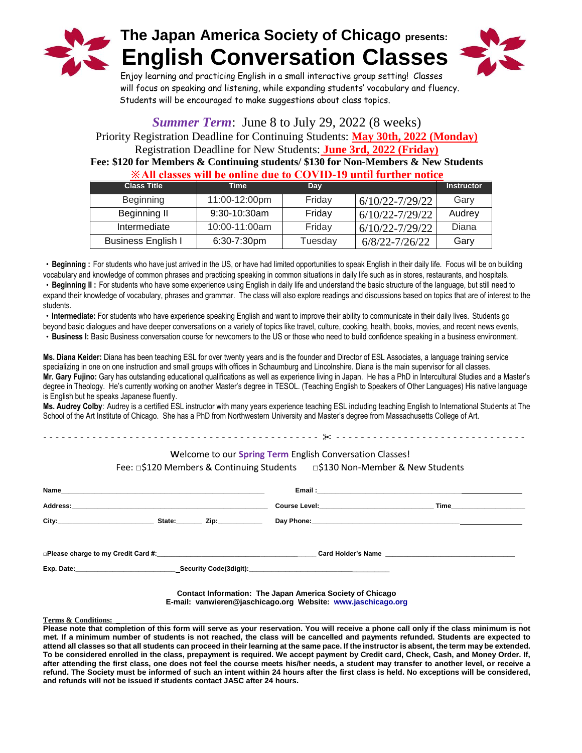# The Japan America Society of Chicago presents:

# English Conversation Classes

Enjoy learning and practicing English in a small interactive group setting! Classes will focus on speaking and listening, while expanding students' vocabulary and fluency. Students will be encouraged to make suggestions about class topics.

***Summer Term***: June 8 to July 29, 2022 (8 weeks)

Priority Registration Deadline for Continuing Students: **May 30th, 2022 (Monday)**

Registration Deadline for New Students: **June 3rd, 2022 (Friday)**

**Fee: $120 for Members & Continuing students/ $130 for Non-Members & New Students**

**※All classes will be online due to COVID-19 until further notice**

| Class Title | Time | Day | | Instructor |
|---|---|---|---|---|
| Beginning | 11:00-12:00pm | Friday | 6/10/22-7/29/22 | Gary |
| Beginning II | 9:30-10:30am | Friday | 6/10/22-7/29/22 | Audrey |
| Intermediate | 10:00-11:00am | Friday | 6/10/22-7/29/22 | Diana |
| Business English I | 6:30-7:30pm | Tuesday | 6/8/22-7/26/22 | Gary |

- **Beginning :** For students who have just arrived in the US, or have had limited opportunities to speak English in their daily life. Focus will be on building vocabulary and knowledge of common phrases and practicing speaking in common situations in daily life such as in stores, restaurants, and hospitals.
- **Beginning II :** For students who have some experience using English in daily life and understand the basic structure of the language, but still need to expand their knowledge of vocabulary, phrases and grammar. The class will also explore readings and discussions based on topics that are of interest to the students.
- **Intermediate:** For students who have experience speaking English and want to improve their ability to communicate in their daily lives. Students go beyond basic dialogues and have deeper conversations on a variety of topics like travel, culture, cooking, health, books, movies, and recent news events,
- **Business I:** Basic Business conversation course for newcomers to the US or those who need to build confidence speaking in a business environment.

**Ms. Diana Keider:** Diana has been teaching ESL for over twenty years and is the founder and Director of ESL Associates, a language training service specializing in one on one instruction and small groups with offices in Schaumburg and Lincolnshire. Diana is the main supervisor for all classes.

**Mr. Gary Fujino:** Gary has outstanding educational qualifications as well as experience living in Japan. He has a PhD in Intercultural Studies and a Master's degree in Theology. He's currently working on another Master's degree in TESOL. (Teaching English to Speakers of Other Languages) His native language is English but he speaks Japanese fluently.

**Ms. Audrey Colby**: Audrey is a certified ESL instructor with many years experience teaching ESL including teaching English to International Students at The School of the Art Institute of Chicago. She has a PhD from Northwestern University and Master's degree from Massachusetts College of Art.

- - - - - - - - - - - - - - - - - - - - ✂ - - - - - - - - - - - - - - - - - - - -

Welcome to our **Spring Term** English Conversation Classes!

Fee: □$120 Members & Continuing Students □$130 Non-Member & New Students

**Name**\_\_\_\_\_\_\_\_\_\_\_\_\_\_\_\_\_\_\_\_ **Email :**\_\_\_\_\_\_\_\_\_\_\_\_\_\_\_\_\_\_\_\_

**Address:**\_\_\_\_\_\_\_\_\_\_\_\_\_\_\_\_\_\_\_\_ **Course Level:**\_\_\_\_\_\_\_\_\_\_ **Time**\_\_\_\_\_\_\_\_\_\_

**City:**\_\_\_\_\_\_\_\_\_\_ **State:**\_\_\_\_\_ **Zip:**\_\_\_\_\_ **Day Phone:**\_\_\_\_\_\_\_\_\_\_\_\_\_\_\_\_\_\_\_\_

**□Please charge to my Credit Card #:**\_\_\_\_\_\_\_\_\_\_\_\_\_\_\_\_\_\_\_\_ **Card Holder's Name** \_\_\_\_\_\_\_\_\_\_\_\_\_\_\_\_\_\_\_\_

**Exp. Date:**\_\_\_\_\_\_\_\_\_\_\_\_\_\_\_\_\_\_\_\_ **Security Code(3digit):**\_\_\_\_\_\_\_\_\_\_\_\_\_\_\_\_\_\_\_\_

**Contact Information: The Japan America Society of Chicago**
**E-mail: vanwieren@jaschicago.org Website: www.jaschicago.org**

**Terms & Conditions:**

**Please note that completion of this form will serve as your reservation. You will receive a phone call only if the class minimum is not met. If a minimum number of students is not reached, the class will be cancelled and payments refunded. Students are expected to attend all classes so that all students can proceed in their learning at the same pace. If the instructor is absent, the term may be extended. To be considered enrolled in the class, prepayment is required. We accept payment by Credit card, Check, Cash, and Money Order. If, after attending the first class, one does not feel the course meets his/her needs, a student may transfer to another level, or receive a refund. The Society must be informed of such an intent within 24 hours after the first class is held. No exceptions will be considered, and refunds will not be issued if students contact JASC after 24 hours.**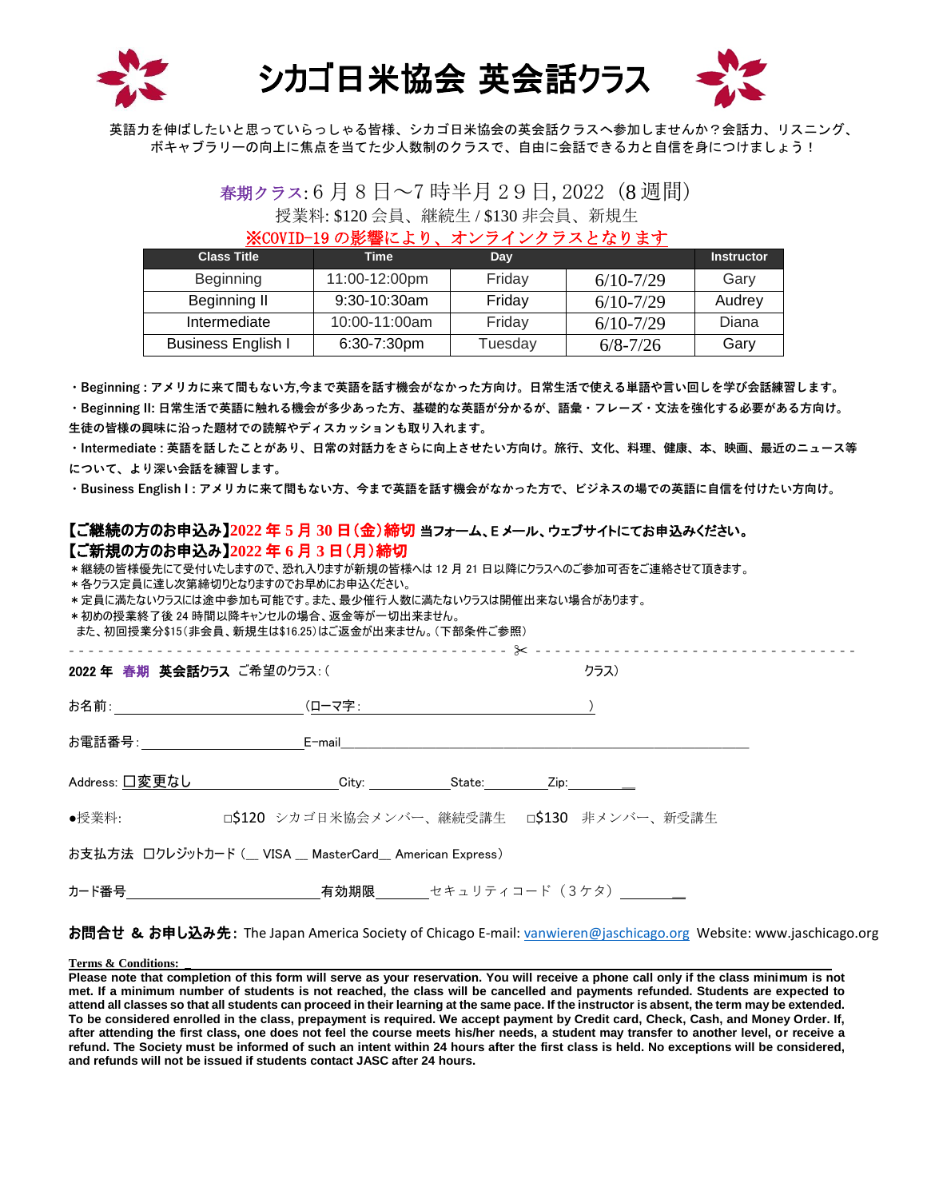# シカゴ日米協会 英会話クラス

英語力を伸ばしたいと思っていらっしゃる皆様、シカゴ日米協会の英会話クラスへ参加しませんか？会話力、リスニング、ボキャブラリーの向上に焦点を当てた少人数制のクラスで、自由に会話できる力と自信を身につけましょう！

春期クラス: 6 月 8 日～7 時半月 29 日, 2022（8 週間）

授業料: $120 会員、継続生 / $130 非会員、新規生

※COVID-19 の影響により、オンラインクラスとなります

| Class Title | Time | Day | | Instructor |
|---|---|---|---|---|
| Beginning | 11:00-12:00pm | Friday | 6/10-7/29 | Gary |
| Beginning II | 9:30-10:30am | Friday | 6/10-7/29 | Audrey |
| Intermediate | 10:00-11:00am | Friday | 6/10-7/29 | Diana |
| Business English I | 6:30-7:30pm | Tuesday | 6/8-7/26 | Gary |

**・Beginning : アメリカに来て間もない方,今まで英語を話す機会がなかった方向け。日常生活で使える単語や言い回しを学び会話練習します。**

**・Beginning II: 日常生活で英語に触れる機会が多少あった方、基礎的な英語が分かるが、語彙・フレーズ・文法を強化する必要がある方向け。生徒の皆様の興味に沿った題材での読解やディスカッションも取り入れます。**

**・Intermediate : 英語を話したことがあり、日常の対話力をさらに向上させたい方向け。旅行、文化、料理、健康、本、映画、最近のニュース等について、より深い会話を練習します。**

**・Business English I : アメリカに来て間もない方、今まで英語を話す機会がなかった方で、ビジネスの場での英語に自信を付けたい方向け。**

**【ご継続の方のお申込み】2022 年 5 月 30 日（金）締切 当フォーム、E メール、ウェブサイトにてお申込みください。**
**【ご新規の方のお申込み】2022 年 6 月 3 日（月）締切**

＊継続の皆様優先にて受付いたしますので、恐れ入りますが新規の皆様へは 12 月 21 日以降にクラスへのご参加可否をご連絡させて頂きます。
＊各クラス定員に達し次第締切りとなりますのでお早めにお申込ください。
＊定員に満たないクラスには途中参加も可能です。また、最少催行人数に満たないクラスは開催出来ない場合があります。
＊初めの授業終了後 24 時間以降キャンセルの場合、返金等が一切出来ません。
また、初回授業分$15（非会員、新規生は$16.25）はご返金が出来ません。（下部条件ご参照）

- - - - - - - - - - - - - - - - - - - - ✂ - - - - - - - - - - - - - - - - - - - -

**2022 年 春期 英会話クラス** ご希望のクラス：（　　　　　　　　　　　　クラス）

お名前：＿＿＿＿＿＿＿＿＿＿（ローマ字：＿＿＿＿＿＿＿＿＿＿）

お電話番号：＿＿＿＿＿＿＿＿＿＿ E-mail＿＿＿＿＿＿＿＿＿＿＿＿＿＿＿＿

Address: ☐変更なし＿＿＿＿＿＿＿＿ City: ＿＿＿＿＿ State:＿＿＿＿ Zip:＿＿＿＿

●授業料: ☐$120 シカゴ日米協会メンバー、継続受講生　☐$130 非メンバー、新受講生

お支払方法 ☐クレジットカード（__ VISA __ MasterCard__ American Express）

カード番号＿＿＿＿＿＿＿＿＿＿有効期限＿＿＿＿セキュリティコード（3 ケタ）＿＿＿＿

**お問合せ & お申し込み先：** The Japan America Society of Chicago E-mail: vanwieren@jaschicago.org Website: www.jaschicago.org

**Terms & Conditions:**

**Please note that completion of this form will serve as your reservation. You will receive a phone call only if the class minimum is not met. If a minimum number of students is not reached, the class will be cancelled and payments refunded. Students are expected to attend all classes so that all students can proceed in their learning at the same pace. If the instructor is absent, the term may be extended. To be considered enrolled in the class, prepayment is required. We accept payment by Credit card, Check, Cash, and Money Order. If, after attending the first class, one does not feel the course meets his/her needs, a student may transfer to another level, or receive a refund. The Society must be informed of such an intent within 24 hours after the first class is held. No exceptions will be considered, and refunds will not be issued if students contact JASC after 24 hours.**